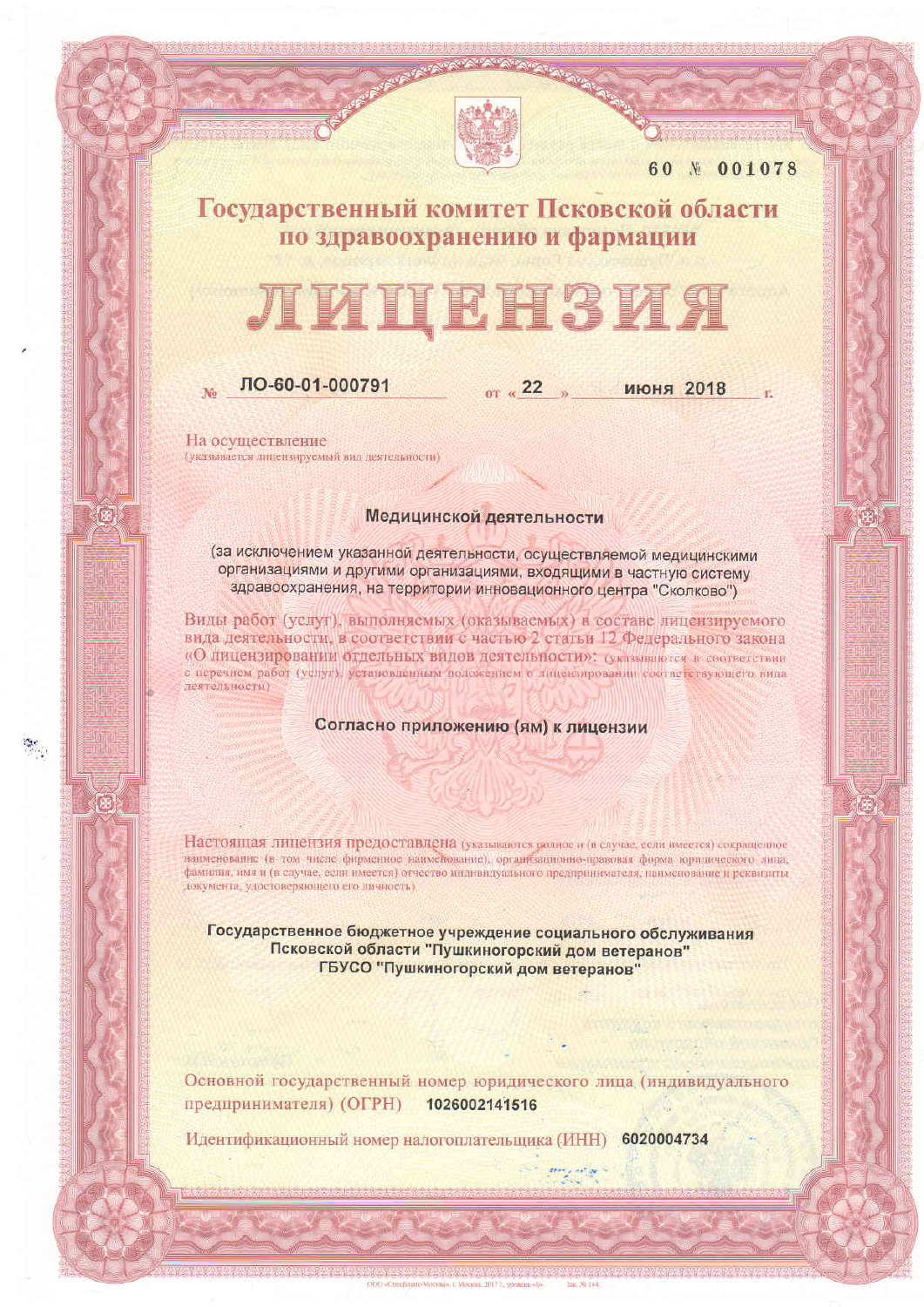60 № 001078

# Государственный комитет Псковской области по здравоохранению и фармации

# ЛИЦЕНЗИЯ

№ ЛО-60-01-000791 от « 22 » июня 2018 г.

На осуществление
(указывается лицензируемый вид деятельности)

**Медицинской деятельности**

(за исключением указанной деятельности, осуществляемой медицинскими организациями и другими организациями, входящими в частную систему здравоохранения, на территории инновационного центра "Сколково")

Виды работ (услуг), выполняемых (оказываемых) в составе лицензируемого вида деятельности, в соответствии с частью 2 статьи 12 Федерального закона «О лицензировании отдельных видов деятельности»: (указываются в соответствии с перечнем работ (услуг), установленным положением о лицензировании соответствующего вида деятельности)

**Согласно приложению (ям) к лицензии**

Настоящая лицензия предоставлена (указываются полное и (в случае, если имеется) сокращенное наименование (в том числе фирменное наименование), организационно-правовая форма юридического лица, фамилия, имя и (в случае, если имеется) отчество индивидуального предпринимателя, наименование и реквизиты документа, удостоверяющего его личность)

**Государственное бюджетное учреждение социального обслуживания Псковской области "Пушкиногорский дом ветеранов" ГБУСО "Пушкиногорский дом ветеранов"**

Основной государственный номер юридического лица (индивидуального предпринимателя) (ОГРН) 1026002141516

Идентификационный номер налогоплательщика (ИНН) 6020004734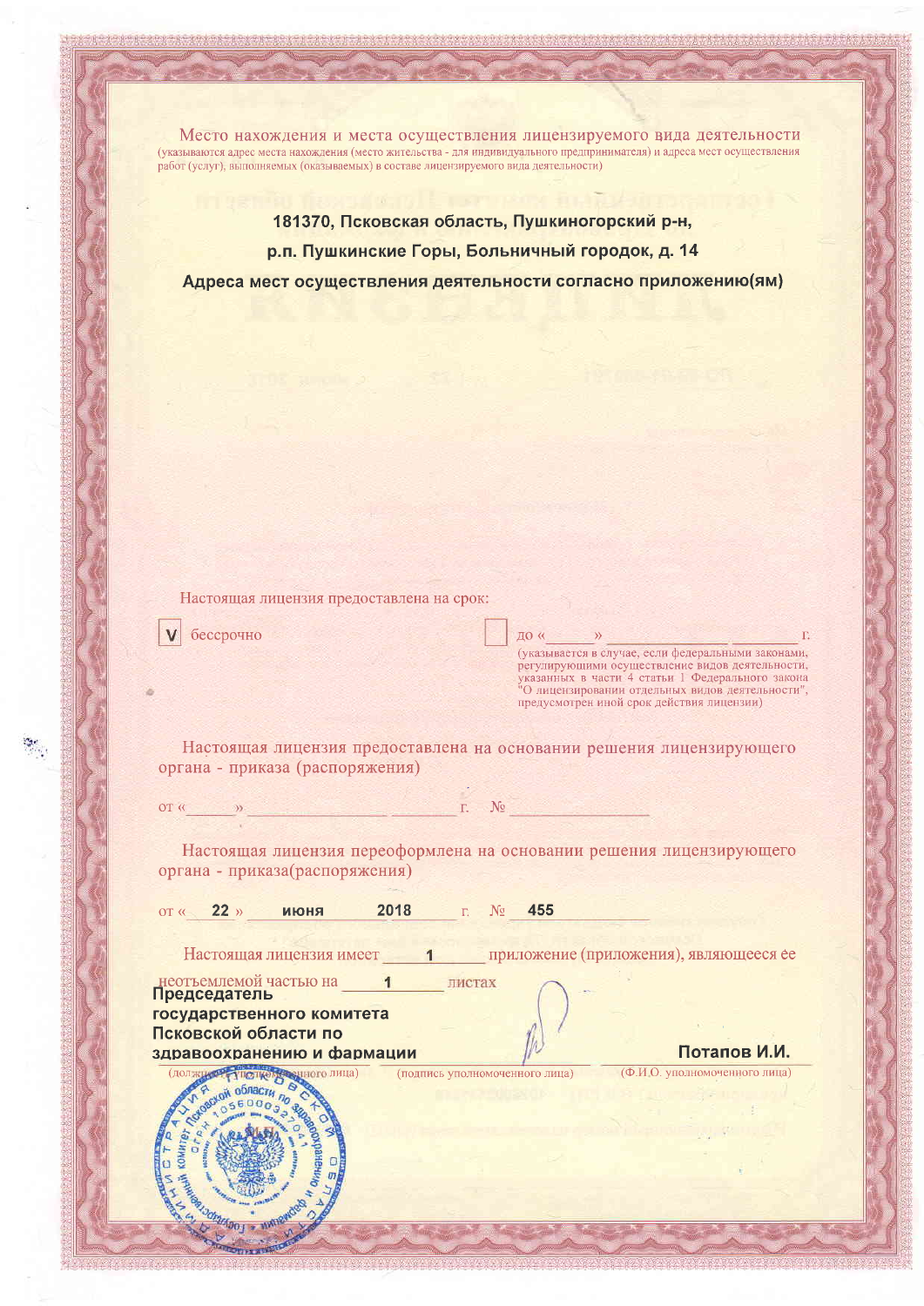Место нахождения и места осуществления лицензируемого вида деятельности
(указываются адрес места нахождения (место жительства - для индивидуального предпринимателя) и адреса мест осуществления работ (услуг), выполняемых (оказываемых) в составе лицензируемого вида деятельности)

**181370, Псковская область, Пушкиногорский р-н,**

**р.п. Пушкинские Горы, Больничный городок, д. 14**

**Адреса мест осуществления деятельности согласно приложению(ям)**

Настоящая лицензия предоставлена на срок:

[V] бессрочно

[ ] до «\_\_\_\_\_» \_\_\_\_\_\_\_\_\_\_\_\_\_\_ \_\_\_\_\_\_\_ г.
(указывается в случае, если федеральными законами, регулирующими осуществление видов деятельности, указанных в части 4 статьи 1 Федерального закона "О лицензировании отдельных видов деятельности", предусмотрен иной срок действия лицензии)

Настоящая лицензия предоставлена на основании решения лицензирующего органа - приказа (распоряжения)

от «\_\_\_\_\_» \_\_\_\_\_\_\_\_\_\_\_\_\_\_ \_\_\_\_\_\_\_ г. № \_\_\_\_\_\_\_\_\_\_\_\_\_\_

Настоящая лицензия переоформлена на основании решения лицензирующего органа - приказа(распоряжения)

от « **22** » **июня** **2018** г. № **455**

Настоящая лицензия имеет **1** приложение (приложения), являющееся ее неотъемлемой частью на **1** листах

| **Председатель государственного комитета Псковской области по здравоохранению и фармации** | | **Потапов И.И.** |
|---|---|---|
| (должность уполномоченного лица) | (подпись уполномоченного лица) | (Ф.И.О. уполномоченного лица) |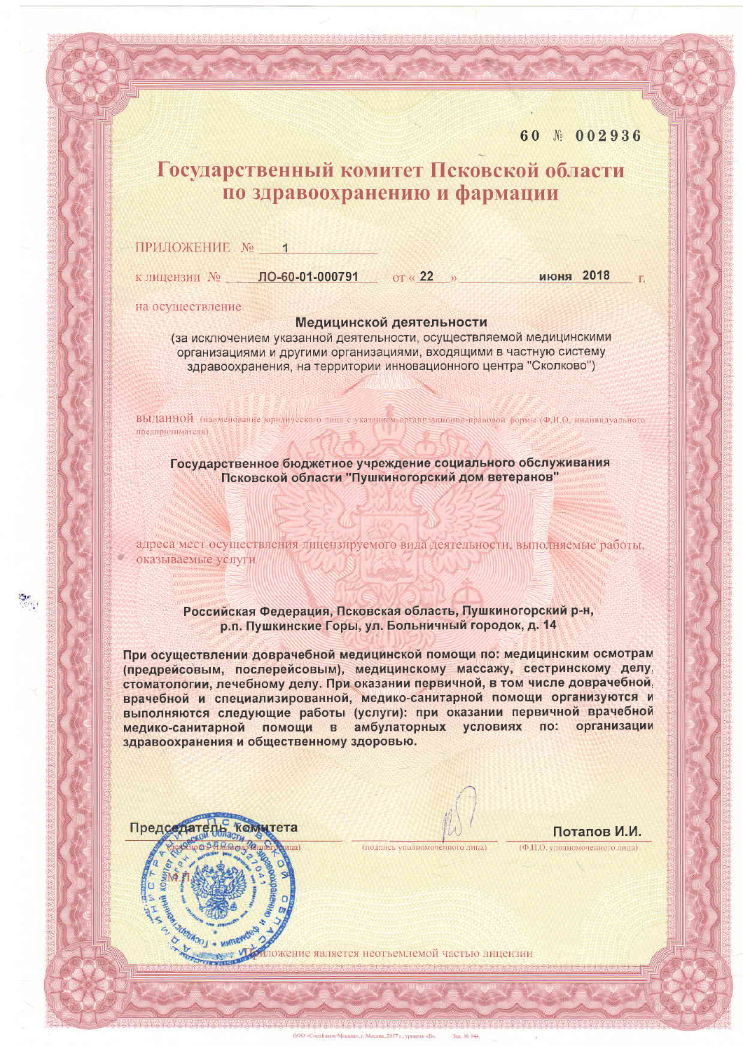60 № 002936

# Государственный комитет Псковской области по здравоохранению и фармации

ПРИЛОЖЕНИЕ № 1

к лицензии № ЛО-60-01-000791 от « 22 » июня 2018 г.

на осуществление

**Медицинской деятельности**
(за исключением указанной деятельности, осуществляемой медицинскими организациями и другими организациями, входящими в частную систему здравоохранения, на территории инновационного центра "Сколково")

выданной (наименование юридического лица с указанием организационно-правовой формы (Ф.И.О. индивидуального предпринимателя)

**Государственное бюджетное учреждение социального обслуживания Псковской области "Пушкиногорский дом ветеранов"**

адреса мест осуществления лицензируемого вида деятельности, выполняемые работы, оказываемые услуги

**Российская Федерация, Псковская область, Пушкиногорский р-н, р.п. Пушкинские Горы, ул. Больничный городок, д. 14**

**При осуществлении доврачебной медицинской помощи по: медицинским осмотрам (предрейсовым, послерейсовым), медицинскому массажу, сестринскому делу, стоматологии, лечебному делу. При оказании первичной, в том числе доврачебной, врачебной и специализированной, медико-санитарной помощи организуются и выполняются следующие работы (услуги): при оказании первичной врачебной медико-санитарной помощи в амбулаторных условиях по: организации здравоохранения и общественному здоровью.**

Председатель комитета
(должность уполномоченного лица)

(подпись уполномоченного лица)

Потапов И.И.
(Ф.И.О. уполномоченного лица)

М.П.

Приложение является неотъемлемой частью лицензии